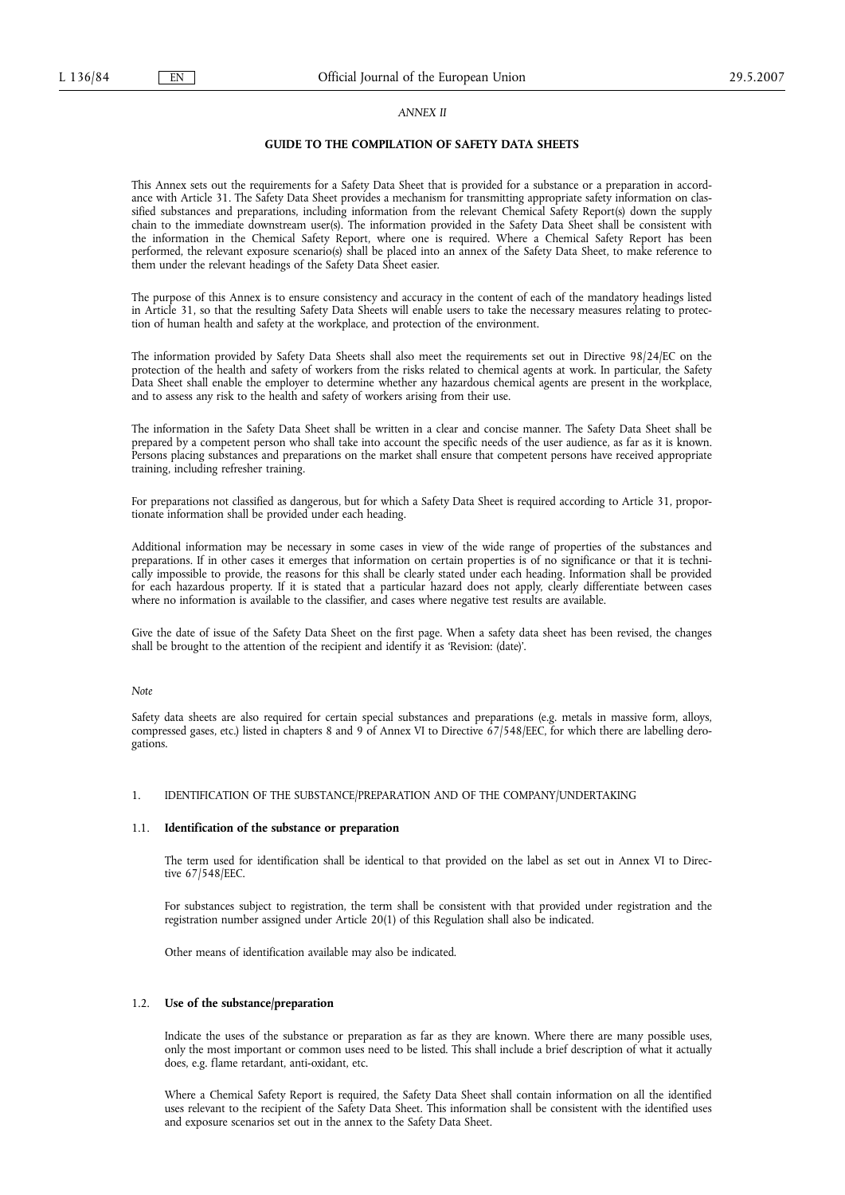*ANNEX II*

**GUIDE TO THE COMPILATION OF SAFETY DATA SHEETS**

This Annex sets out the requirements for a Safety Data Sheet that is provided for a substance or a preparation in accordance with Article 31. The Safety Data Sheet provides a mechanism for transmitting appropriate safety information on classified substances and preparations, including information from the relevant Chemical Safety Report(s) down the supply chain to the immediate downstream user(s). The information provided in the Safety Data Sheet shall be consistent with the information in the Chemical Safety Report, where one is required. Where a Chemical Safety Report has been performed, the relevant exposure scenario(s) shall be placed into an annex of the Safety Data Sheet, to make reference to them under the relevant headings of the Safety Data Sheet easier.

The purpose of this Annex is to ensure consistency and accuracy in the content of each of the mandatory headings listed in Article 31, so that the resulting Safety Data Sheets will enable users to take the necessary measures relating to protection of human health and safety at the workplace, and protection of the environment.

The information provided by Safety Data Sheets shall also meet the requirements set out in Directive 98/24/EC on the protection of the health and safety of workers from the risks related to chemical agents at work. In particular, the Safety Data Sheet shall enable the employer to determine whether any hazardous chemical agents are present in the workplace, and to assess any risk to the health and safety of workers arising from their use.

The information in the Safety Data Sheet shall be written in a clear and concise manner. The Safety Data Sheet shall be prepared by a competent person who shall take into account the specific needs of the user audience, as far as it is known. Persons placing substances and preparations on the market shall ensure that competent persons have received appropriate training, including refresher training.

For preparations not classified as dangerous, but for which a Safety Data Sheet is required according to Article 31, proportionate information shall be provided under each heading.

Additional information may be necessary in some cases in view of the wide range of properties of the substances and preparations. If in other cases it emerges that information on certain properties is of no significance or that it is technically impossible to provide, the reasons for this shall be clearly stated under each heading. Information shall be provided for each hazardous property. If it is stated that a particular hazard does not apply, clearly differentiate between cases where no information is available to the classifier, and cases where negative test results are available.

Give the date of issue of the Safety Data Sheet on the first page. When a safety data sheet has been revised, the changes shall be brought to the attention of the recipient and identify it as 'Revision: (date)'.

*Note*

Safety data sheets are also required for certain special substances and preparations (e.g. metals in massive form, alloys, compressed gases, etc.) listed in chapters 8 and 9 of Annex VI to Directive 67/548/EEC, for which there are labelling derogations.

## 1. IDENTIFICATION OF THE SUBSTANCE/PREPARATION AND OF THE COMPANY/UNDERTAKING

### 1.1. **Identification of the substance or preparation**

The term used for identification shall be identical to that provided on the label as set out in Annex VI to Directive 67/548/EEC.

For substances subject to registration, the term shall be consistent with that provided under registration and the registration number assigned under Article 20(1) of this Regulation shall also be indicated.

Other means of identification available may also be indicated.

### 1.2. **Use of the substance/preparation**

Indicate the uses of the substance or preparation as far as they are known. Where there are many possible uses, only the most important or common uses need to be listed. This shall include a brief description of what it actually does, e.g. flame retardant, anti-oxidant, etc.

Where a Chemical Safety Report is required, the Safety Data Sheet shall contain information on all the identified uses relevant to the recipient of the Safety Data Sheet. This information shall be consistent with the identified uses and exposure scenarios set out in the annex to the Safety Data Sheet.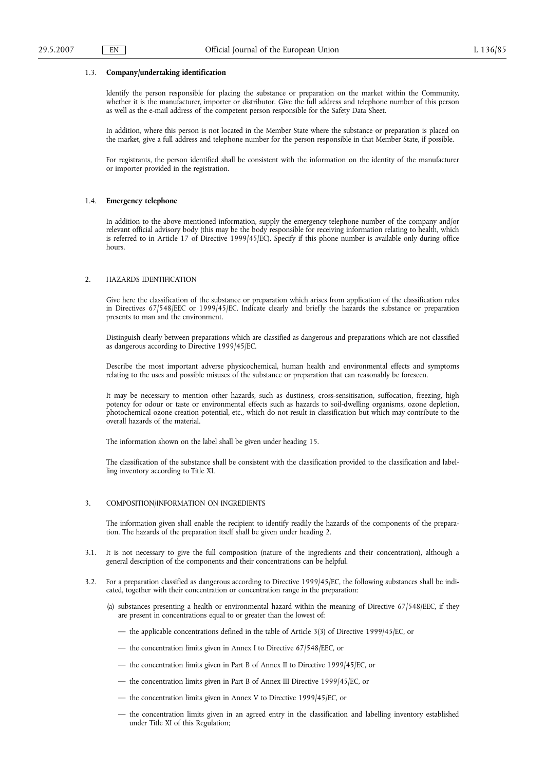1.3. **Company/undertaking identification**

Identify the person responsible for placing the substance or preparation on the market within the Community, whether it is the manufacturer, importer or distributor. Give the full address and telephone number of this person as well as the e-mail address of the competent person responsible for the Safety Data Sheet.

In addition, where this person is not located in the Member State where the substance or preparation is placed on the market, give a full address and telephone number for the person responsible in that Member State, if possible.

For registrants, the person identified shall be consistent with the information on the identity of the manufacturer or importer provided in the registration.

1.4. **Emergency telephone**

In addition to the above mentioned information, supply the emergency telephone number of the company and/or relevant official advisory body (this may be the body responsible for receiving information relating to health, which is referred to in Article 17 of Directive 1999/45/EC). Specify if this phone number is available only during office hours.

2. HAZARDS IDENTIFICATION

Give here the classification of the substance or preparation which arises from application of the classification rules in Directives 67/548/EEC or 1999/45/EC. Indicate clearly and briefly the hazards the substance or preparation presents to man and the environment.

Distinguish clearly between preparations which are classified as dangerous and preparations which are not classified as dangerous according to Directive 1999/45/EC.

Describe the most important adverse physicochemical, human health and environmental effects and symptoms relating to the uses and possible misuses of the substance or preparation that can reasonably be foreseen.

It may be necessary to mention other hazards, such as dustiness, cross-sensitisation, suffocation, freezing, high potency for odour or taste or environmental effects such as hazards to soil-dwelling organisms, ozone depletion, photochemical ozone creation potential, etc., which do not result in classification but which may contribute to the overall hazards of the material.

The information shown on the label shall be given under heading 15.

The classification of the substance shall be consistent with the classification provided to the classification and labelling inventory according to Title XI.

3. COMPOSITION/INFORMATION ON INGREDIENTS

The information given shall enable the recipient to identify readily the hazards of the components of the preparation. The hazards of the preparation itself shall be given under heading 2.

3.1. It is not necessary to give the full composition (nature of the ingredients and their concentration), although a general description of the components and their concentrations can be helpful.

3.2. For a preparation classified as dangerous according to Directive 1999/45/EC, the following substances shall be indicated, together with their concentration or concentration range in the preparation:

(a) substances presenting a health or environmental hazard within the meaning of Directive 67/548/EEC, if they are present in concentrations equal to or greater than the lowest of:

— the applicable concentrations defined in the table of Article 3(3) of Directive 1999/45/EC, or

— the concentration limits given in Annex I to Directive 67/548/EEC, or

— the concentration limits given in Part B of Annex II to Directive 1999/45/EC, or

— the concentration limits given in Part B of Annex III Directive 1999/45/EC, or

— the concentration limits given in Annex V to Directive 1999/45/EC, or

— the concentration limits given in an agreed entry in the classification and labelling inventory established under Title XI of this Regulation;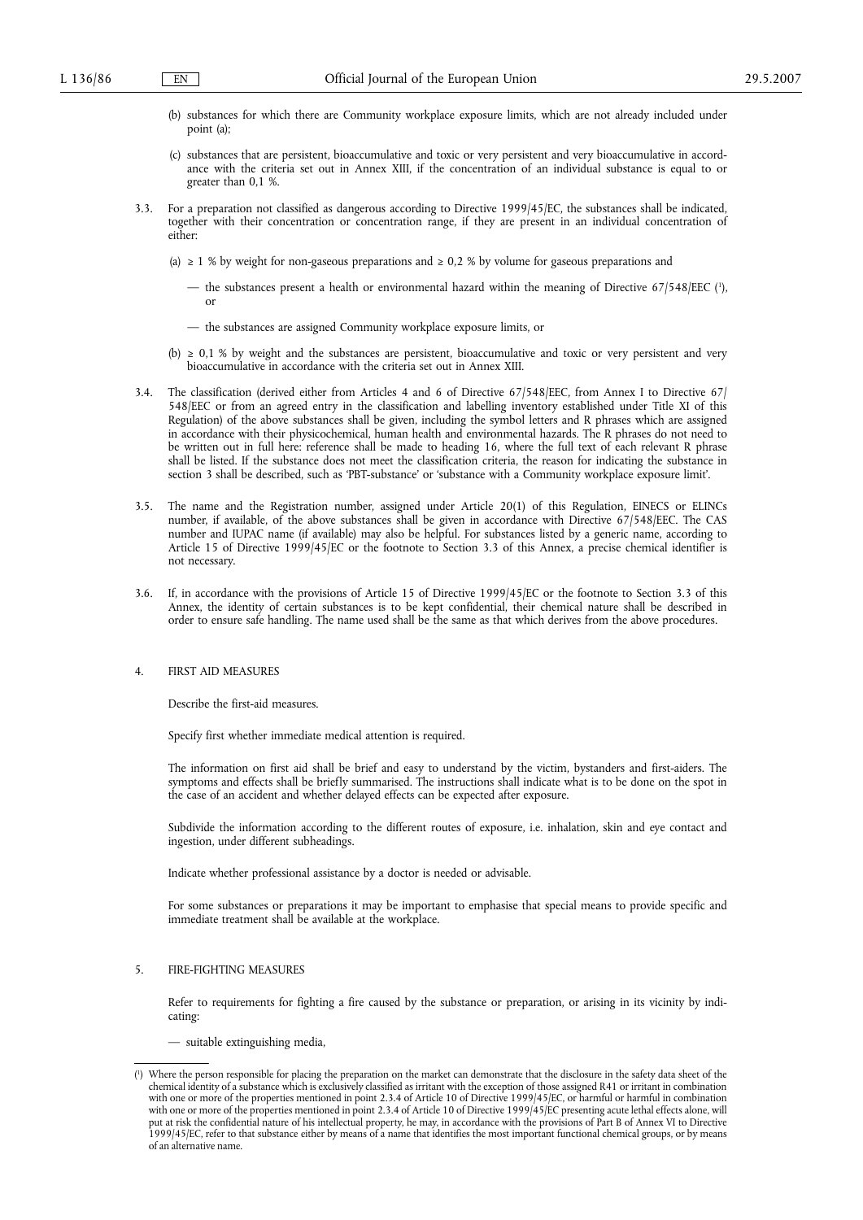(b) substances for which there are Community workplace exposure limits, which are not already included under point (a);

(c) substances that are persistent, bioaccumulative and toxic or very persistent and very bioaccumulative in accordance with the criteria set out in Annex XIII, if the concentration of an individual substance is equal to or greater than 0,1 %.

3.3. For a preparation not classified as dangerous according to Directive 1999/45/EC, the substances shall be indicated, together with their concentration or concentration range, if they are present in an individual concentration of either:

(a) ≥ 1 % by weight for non-gaseous preparations and ≥ 0,2 % by volume for gaseous preparations and

— the substances present a health or environmental hazard within the meaning of Directive 67/548/EEC [1], or

— the substances are assigned Community workplace exposure limits, or

(b) ≥ 0,1 % by weight and the substances are persistent, bioaccumulative and toxic or very persistent and very bioaccumulative in accordance with the criteria set out in Annex XIII.

3.4. The classification (derived either from Articles 4 and 6 of Directive 67/548/EEC, from Annex I to Directive 67/548/EEC or from an agreed entry in the classification and labelling inventory established under Title XI of this Regulation) of the above substances shall be given, including the symbol letters and R phrases which are assigned in accordance with their physicochemical, human health and environmental hazards. The R phrases do not need to be written out in full here: reference shall be made to heading 16, where the full text of each relevant R phrase shall be listed. If the substance does not meet the classification criteria, the reason for indicating the substance in section 3 shall be described, such as 'PBT-substance' or 'substance with a Community workplace exposure limit'.

3.5. The name and the Registration number, assigned under Article 20(1) of this Regulation, EINECS or ELINCs number, if available, of the above substances shall be given in accordance with Directive 67/548/EEC. The CAS number and IUPAC name (if available) may also be helpful. For substances listed by a generic name, according to Article 15 of Directive 1999/45/EC or the footnote to Section 3.3 of this Annex, a precise chemical identifier is not necessary.

3.6. If, in accordance with the provisions of Article 15 of Directive 1999/45/EC or the footnote to Section 3.3 of this Annex, the identity of certain substances is to be kept confidential, their chemical nature shall be described in order to ensure safe handling. The name used shall be the same as that which derives from the above procedures.

## 4. FIRST AID MEASURES

Describe the first-aid measures.

Specify first whether immediate medical attention is required.

The information on first aid shall be brief and easy to understand by the victim, bystanders and first-aiders. The symptoms and effects shall be briefly summarised. The instructions shall indicate what is to be done on the spot in the case of an accident and whether delayed effects can be expected after exposure.

Subdivide the information according to the different routes of exposure, i.e. inhalation, skin and eye contact and ingestion, under different subheadings.

Indicate whether professional assistance by a doctor is needed or advisable.

For some substances or preparations it may be important to emphasise that special means to provide specific and immediate treatment shall be available at the workplace.

## 5. FIRE-FIGHTING MEASURES

Refer to requirements for fighting a fire caused by the substance or preparation, or arising in its vicinity by indicating:

— suitable extinguishing media,

---

[1] Where the person responsible for placing the preparation on the market can demonstrate that the disclosure in the safety data sheet of the chemical identity of a substance which is exclusively classified as irritant with the exception of those assigned R41 or irritant in combination with one or more of the properties mentioned in point 2.3.4 of Article 10 of Directive 1999/45/EC, or harmful or harmful in combination with one or more of the properties mentioned in point 2.3.4 of Article 10 of Directive 1999/45/EC presenting acute lethal effects alone, will put at risk the confidential nature of his intellectual property, he may, in accordance with the provisions of Part B of Annex VI to Directive 1999/45/EC, refer to that substance either by means of a name that identifies the most important functional chemical groups, or by means of an alternative name.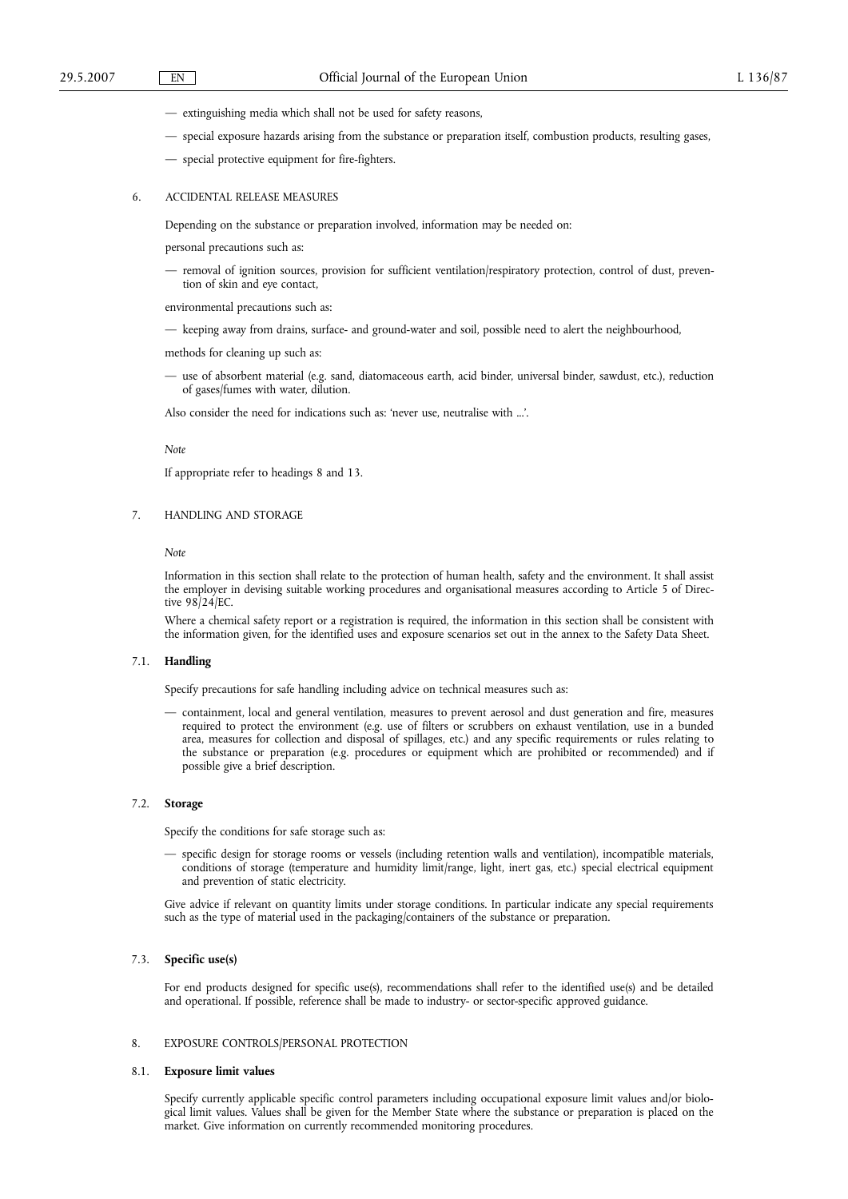— extinguishing media which shall not be used for safety reasons,

— special exposure hazards arising from the substance or preparation itself, combustion products, resulting gases,

— special protective equipment for fire-fighters.

## 6. ACCIDENTAL RELEASE MEASURES

Depending on the substance or preparation involved, information may be needed on:

personal precautions such as:

— removal of ignition sources, provision for sufficient ventilation/respiratory protection, control of dust, prevention of skin and eye contact,

environmental precautions such as:

— keeping away from drains, surface- and ground-water and soil, possible need to alert the neighbourhood,

methods for cleaning up such as:

— use of absorbent material (e.g. sand, diatomaceous earth, acid binder, universal binder, sawdust, etc.), reduction of gases/fumes with water, dilution.

Also consider the need for indications such as: 'never use, neutralise with ...'.

*Note*

If appropriate refer to headings 8 and 13.

## 7. HANDLING AND STORAGE

*Note*

Information in this section shall relate to the protection of human health, safety and the environment. It shall assist the employer in devising suitable working procedures and organisational measures according to Article 5 of Directive 98/24/EC.

Where a chemical safety report or a registration is required, the information in this section shall be consistent with the information given, for the identified uses and exposure scenarios set out in the annex to the Safety Data Sheet.

### 7.1. **Handling**

Specify precautions for safe handling including advice on technical measures such as:

— containment, local and general ventilation, measures to prevent aerosol and dust generation and fire, measures required to protect the environment (e.g. use of filters or scrubbers on exhaust ventilation, use in a bunded area, measures for collection and disposal of spillages, etc.) and any specific requirements or rules relating to the substance or preparation (e.g. procedures or equipment which are prohibited or recommended) and if possible give a brief description.

### 7.2. **Storage**

Specify the conditions for safe storage such as:

— specific design for storage rooms or vessels (including retention walls and ventilation), incompatible materials, conditions of storage (temperature and humidity limit/range, light, inert gas, etc.) special electrical equipment and prevention of static electricity.

Give advice if relevant on quantity limits under storage conditions. In particular indicate any special requirements such as the type of material used in the packaging/containers of the substance or preparation.

### 7.3. **Specific use(s)**

For end products designed for specific use(s), recommendations shall refer to the identified use(s) and be detailed and operational. If possible, reference shall be made to industry- or sector-specific approved guidance.

## 8. EXPOSURE CONTROLS/PERSONAL PROTECTION

### 8.1. **Exposure limit values**

Specify currently applicable specific control parameters including occupational exposure limit values and/or biological limit values. Values shall be given for the Member State where the substance or preparation is placed on the market. Give information on currently recommended monitoring procedures.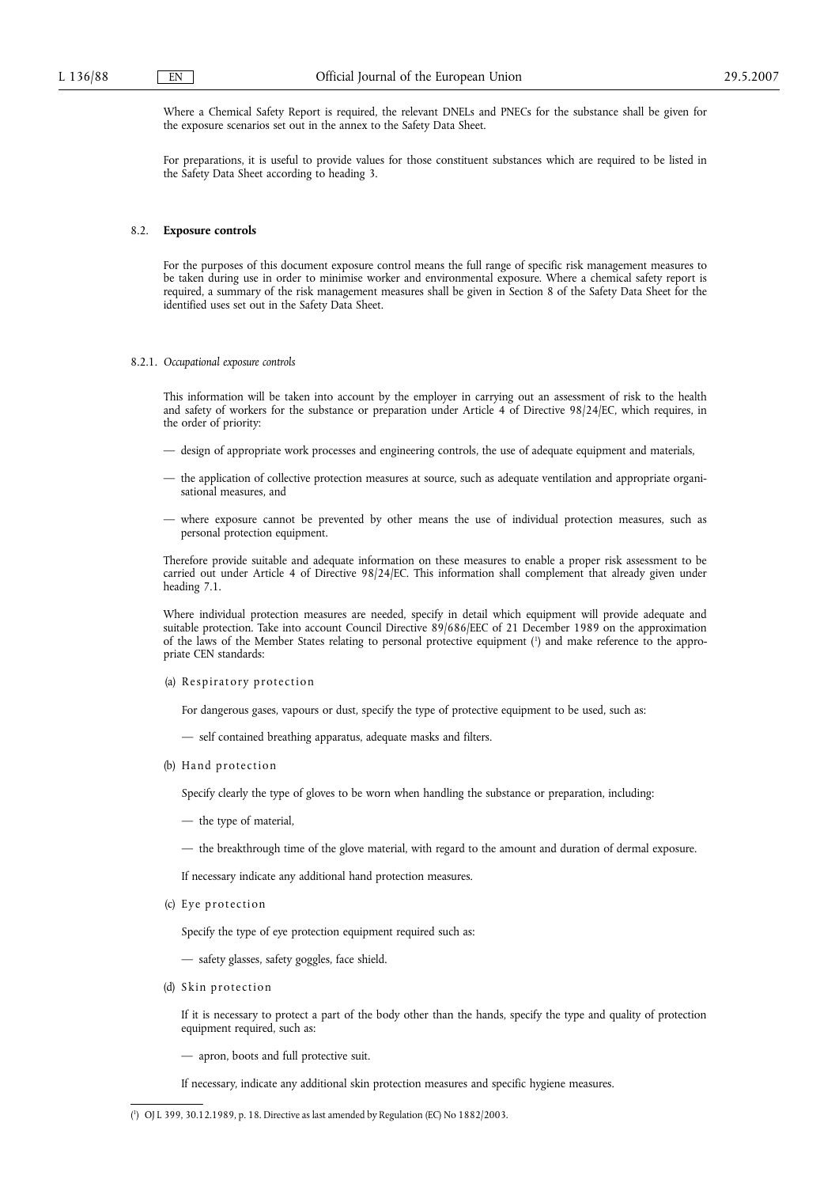Where a Chemical Safety Report is required, the relevant DNELs and PNECs for the substance shall be given for the exposure scenarios set out in the annex to the Safety Data Sheet.

For preparations, it is useful to provide values for those constituent substances which are required to be listed in the Safety Data Sheet according to heading 3.

### 8.2. **Exposure controls**

For the purposes of this document exposure control means the full range of specific risk management measures to be taken during use in order to minimise worker and environmental exposure. Where a chemical safety report is required, a summary of the risk management measures shall be given in Section 8 of the Safety Data Sheet for the identified uses set out in the Safety Data Sheet.

#### 8.2.1. *Occupational exposure controls*

This information will be taken into account by the employer in carrying out an assessment of risk to the health and safety of workers for the substance or preparation under Article 4 of Directive 98/24/EC, which requires, in the order of priority:

— design of appropriate work processes and engineering controls, the use of adequate equipment and materials,

— the application of collective protection measures at source, such as adequate ventilation and appropriate organisational measures, and

— where exposure cannot be prevented by other means the use of individual protection measures, such as personal protection equipment.

Therefore provide suitable and adequate information on these measures to enable a proper risk assessment to be carried out under Article 4 of Directive 98/24/EC. This information shall complement that already given under heading 7.1.

Where individual protection measures are needed, specify in detail which equipment will provide adequate and suitable protection. Take into account Council Directive 89/686/EEC of 21 December 1989 on the approximation of the laws of the Member States relating to personal protective equipment [1] and make reference to the appropriate CEN standards:

(a) Respiratory protection

For dangerous gases, vapours or dust, specify the type of protective equipment to be used, such as:

— self contained breathing apparatus, adequate masks and filters.

(b) Hand protection

Specify clearly the type of gloves to be worn when handling the substance or preparation, including:

— the type of material,

— the breakthrough time of the glove material, with regard to the amount and duration of dermal exposure.

If necessary indicate any additional hand protection measures.

(c) Eye protection

Specify the type of eye protection equipment required such as:

— safety glasses, safety goggles, face shield.

(d) Skin protection

If it is necessary to protect a part of the body other than the hands, specify the type and quality of protection equipment required, such as:

— apron, boots and full protective suit.

If necessary, indicate any additional skin protection measures and specific hygiene measures.

[1] OJ L 399, 30.12.1989, p. 18. Directive as last amended by Regulation (EC) No 1882/2003.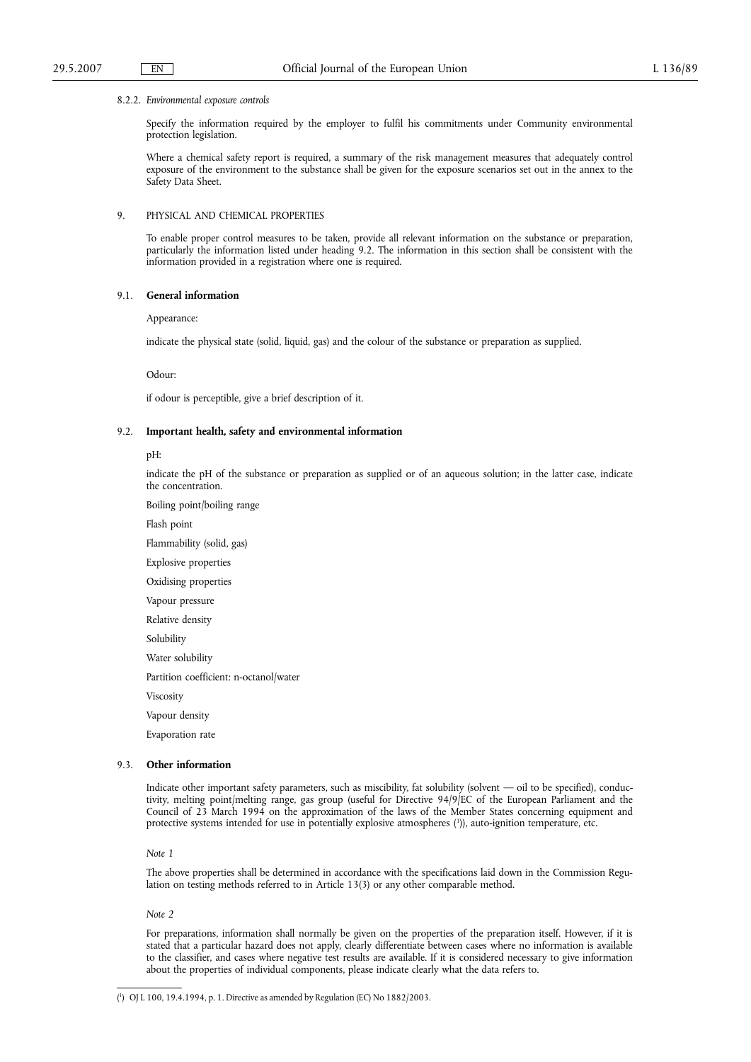8.2.2. *Environmental exposure controls*

Specify the information required by the employer to fulfil his commitments under Community environmental protection legislation.

Where a chemical safety report is required, a summary of the risk management measures that adequately control exposure of the environment to the substance shall be given for the exposure scenarios set out in the annex to the Safety Data Sheet.

9. PHYSICAL AND CHEMICAL PROPERTIES

To enable proper control measures to be taken, provide all relevant information on the substance or preparation, particularly the information listed under heading 9.2. The information in this section shall be consistent with the information provided in a registration where one is required.

9.1. **General information**

Appearance:

indicate the physical state (solid, liquid, gas) and the colour of the substance or preparation as supplied.

Odour:

if odour is perceptible, give a brief description of it.

9.2. **Important health, safety and environmental information**

pH:

indicate the pH of the substance or preparation as supplied or of an aqueous solution; in the latter case, indicate the concentration.

Boiling point/boiling range

Flash point

Flammability (solid, gas)

Explosive properties

Oxidising properties

Vapour pressure

Relative density

Solubility

Water solubility

Partition coefficient: n-octanol/water

Viscosity

Vapour density

Evaporation rate

9.3. **Other information**

Indicate other important safety parameters, such as miscibility, fat solubility (solvent — oil to be specified), conductivity, melting point/melting range, gas group (useful for Directive 94/9/EC of the European Parliament and the Council of 23 March 1994 on the approximation of the laws of the Member States concerning equipment and protective systems intended for use in potentially explosive atmospheres [1]), auto-ignition temperature, etc.

*Note 1*

The above properties shall be determined in accordance with the specifications laid down in the Commission Regulation on testing methods referred to in Article 13(3) or any other comparable method.

*Note 2*

For preparations, information shall normally be given on the properties of the preparation itself. However, if it is stated that a particular hazard does not apply, clearly differentiate between cases where no information is available to the classifier, and cases where negative test results are available. If it is considered necessary to give information about the properties of individual components, please indicate clearly what the data refers to.

---

[1] OJ L 100, 19.4.1994, p. 1. Directive as amended by Regulation (EC) No 1882/2003.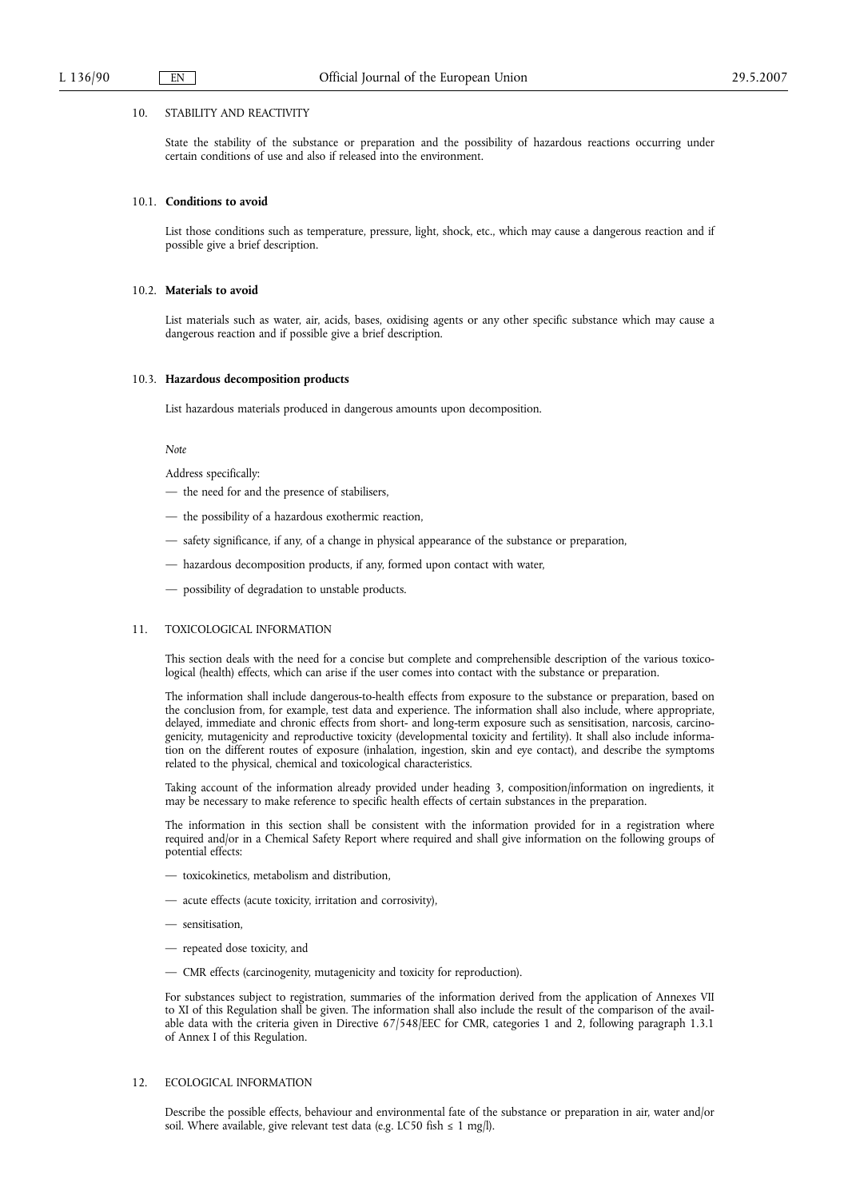## 10. STABILITY AND REACTIVITY

State the stability of the substance or preparation and the possibility of hazardous reactions occurring under certain conditions of use and also if released into the environment.

### 10.1. **Conditions to avoid**

List those conditions such as temperature, pressure, light, shock, etc., which may cause a dangerous reaction and if possible give a brief description.

### 10.2. **Materials to avoid**

List materials such as water, air, acids, bases, oxidising agents or any other specific substance which may cause a dangerous reaction and if possible give a brief description.

### 10.3. **Hazardous decomposition products**

List hazardous materials produced in dangerous amounts upon decomposition.

*Note*

Address specifically:

- the need for and the presence of stabilisers,
- the possibility of a hazardous exothermic reaction,
- safety significance, if any, of a change in physical appearance of the substance or preparation,
- hazardous decomposition products, if any, formed upon contact with water,
- possibility of degradation to unstable products.

## 11. TOXICOLOGICAL INFORMATION

This section deals with the need for a concise but complete and comprehensible description of the various toxicological (health) effects, which can arise if the user comes into contact with the substance or preparation.

The information shall include dangerous-to-health effects from exposure to the substance or preparation, based on the conclusion from, for example, test data and experience. The information shall also include, where appropriate, delayed, immediate and chronic effects from short- and long-term exposure such as sensitisation, narcosis, carcinogenicity, mutagenicity and reproductive toxicity (developmental toxicity and fertility). It shall also include information on the different routes of exposure (inhalation, ingestion, skin and eye contact), and describe the symptoms related to the physical, chemical and toxicological characteristics.

Taking account of the information already provided under heading 3, composition/information on ingredients, it may be necessary to make reference to specific health effects of certain substances in the preparation.

The information in this section shall be consistent with the information provided for in a registration where required and/or in a Chemical Safety Report where required and shall give information on the following groups of potential effects:

- toxicokinetics, metabolism and distribution,
- acute effects (acute toxicity, irritation and corrosivity),
- sensitisation,
- repeated dose toxicity, and
- CMR effects (carcinogenity, mutagenicity and toxicity for reproduction).

For substances subject to registration, summaries of the information derived from the application of Annexes VII to XI of this Regulation shall be given. The information shall also include the result of the comparison of the available data with the criteria given in Directive 67/548/EEC for CMR, categories 1 and 2, following paragraph 1.3.1 of Annex I of this Regulation.

## 12. ECOLOGICAL INFORMATION

Describe the possible effects, behaviour and environmental fate of the substance or preparation in air, water and/or soil. Where available, give relevant test data (e.g. LC50 fish ≤ 1 mg/l).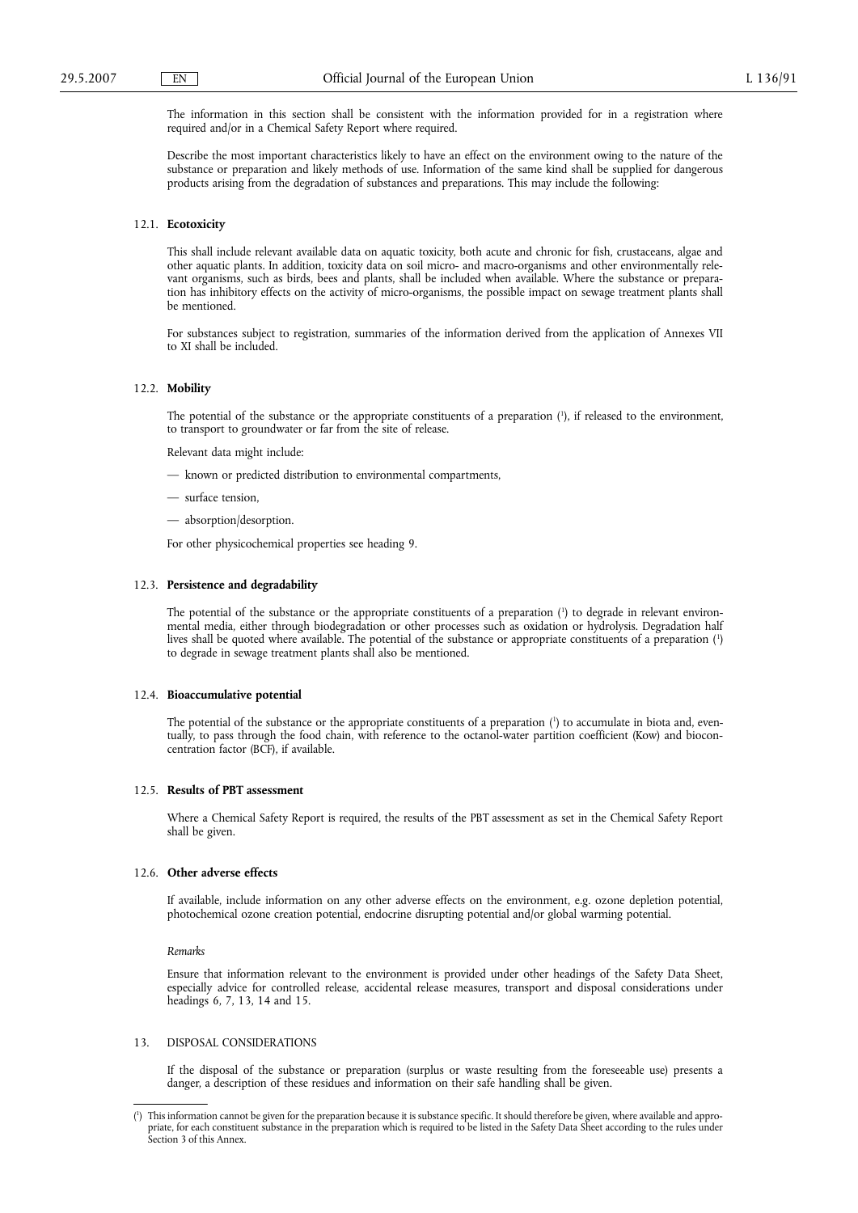The information in this section shall be consistent with the information provided for in a registration where required and/or in a Chemical Safety Report where required.

Describe the most important characteristics likely to have an effect on the environment owing to the nature of the substance or preparation and likely methods of use. Information of the same kind shall be supplied for dangerous products arising from the degradation of substances and preparations. This may include the following:

### 12.1. **Ecotoxicity**

This shall include relevant available data on aquatic toxicity, both acute and chronic for fish, crustaceans, algae and other aquatic plants. In addition, toxicity data on soil micro- and macro-organisms and other environmentally relevant organisms, such as birds, bees and plants, shall be included when available. Where the substance or preparation has inhibitory effects on the activity of micro-organisms, the possible impact on sewage treatment plants shall be mentioned.

For substances subject to registration, summaries of the information derived from the application of Annexes VII to XI shall be included.

### 12.2. **Mobility**

The potential of the substance or the appropriate constituents of a preparation [1], if released to the environment, to transport to groundwater or far from the site of release.

Relevant data might include:

- known or predicted distribution to environmental compartments,
- surface tension,
- absorption/desorption.

For other physicochemical properties see heading 9.

### 12.3. **Persistence and degradability**

The potential of the substance or the appropriate constituents of a preparation [1] to degrade in relevant environmental media, either through biodegradation or other processes such as oxidation or hydrolysis. Degradation half lives shall be quoted where available. The potential of the substance or appropriate constituents of a preparation [1] to degrade in sewage treatment plants shall also be mentioned.

### 12.4. **Bioaccumulative potential**

The potential of the substance or the appropriate constituents of a preparation [1] to accumulate in biota and, eventually, to pass through the food chain, with reference to the octanol-water partition coefficient (Kow) and bioconcentration factor (BCF), if available.

### 12.5. **Results of PBT assessment**

Where a Chemical Safety Report is required, the results of the PBT assessment as set in the Chemical Safety Report shall be given.

### 12.6. **Other adverse effects**

If available, include information on any other adverse effects on the environment, e.g. ozone depletion potential, photochemical ozone creation potential, endocrine disrupting potential and/or global warming potential.

*Remarks*

Ensure that information relevant to the environment is provided under other headings of the Safety Data Sheet, especially advice for controlled release, accidental release measures, transport and disposal considerations under headings 6, 7, 13, 14 and 15.

## 13. DISPOSAL CONSIDERATIONS

If the disposal of the substance or preparation (surplus or waste resulting from the foreseeable use) presents a danger, a description of these residues and information on their safe handling shall be given.

---

[1] This information cannot be given for the preparation because it is substance specific. It should therefore be given, where available and appropriate, for each constituent substance in the preparation which is required to be listed in the Safety Data Sheet according to the rules under Section 3 of this Annex.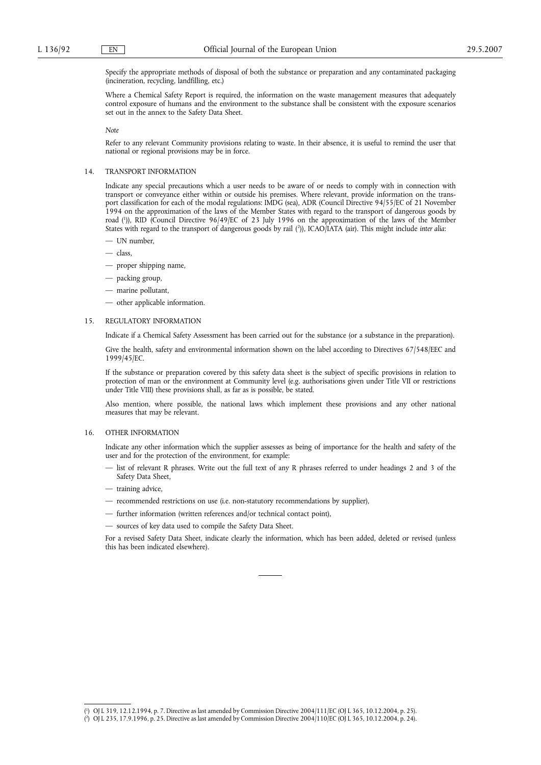Specify the appropriate methods of disposal of both the substance or preparation and any contaminated packaging (incineration, recycling, landfilling, etc.)

Where a Chemical Safety Report is required, the information on the waste management measures that adequately control exposure of humans and the environment to the substance shall be consistent with the exposure scenarios set out in the annex to the Safety Data Sheet.

*Note*

Refer to any relevant Community provisions relating to waste. In their absence, it is useful to remind the user that national or regional provisions may be in force.

## 14. TRANSPORT INFORMATION

Indicate any special precautions which a user needs to be aware of or needs to comply with in connection with transport or conveyance either within or outside his premises. Where relevant, provide information on the transport classification for each of the modal regulations: IMDG (sea), ADR (Council Directive 94/55/EC of 21 November 1994 on the approximation of the laws of the Member States with regard to the transport of dangerous goods by road [1]), RID (Council Directive 96/49/EC of 23 July 1996 on the approximation of the laws of the Member States with regard to the transport of dangerous goods by rail [2]), ICAO/IATA (air). This might include *inter alia*:

- UN number,
- class,
- proper shipping name,
- packing group,
- marine pollutant,
- other applicable information.

## 15. REGULATORY INFORMATION

Indicate if a Chemical Safety Assessment has been carried out for the substance (or a substance in the preparation).

Give the health, safety and environmental information shown on the label according to Directives 67/548/EEC and 1999/45/EC.

If the substance or preparation covered by this safety data sheet is the subject of specific provisions in relation to protection of man or the environment at Community level (e.g. authorisations given under Title VII or restrictions under Title VIII) these provisions shall, as far as is possible, be stated.

Also mention, where possible, the national laws which implement these provisions and any other national measures that may be relevant.

## 16. OTHER INFORMATION

Indicate any other information which the supplier assesses as being of importance for the health and safety of the user and for the protection of the environment, for example:

- list of relevant R phrases. Write out the full text of any R phrases referred to under headings 2 and 3 of the Safety Data Sheet,
- training advice,
- recommended restrictions on use (i.e. non-statutory recommendations by supplier),
- further information (written references and/or technical contact point),
- sources of key data used to compile the Safety Data Sheet.

For a revised Safety Data Sheet, indicate clearly the information, which has been added, deleted or revised (unless this has been indicated elsewhere).

---

[1] OJ L 319, 12.12.1994, p. 7. Directive as last amended by Commission Directive 2004/111/EC (OJ L 365, 10.12.2004, p. 25).

[2] OJ L 235, 17.9.1996, p. 25. Directive as last amended by Commission Directive 2004/110/EC (OJ L 365, 10.12.2004, p. 24).